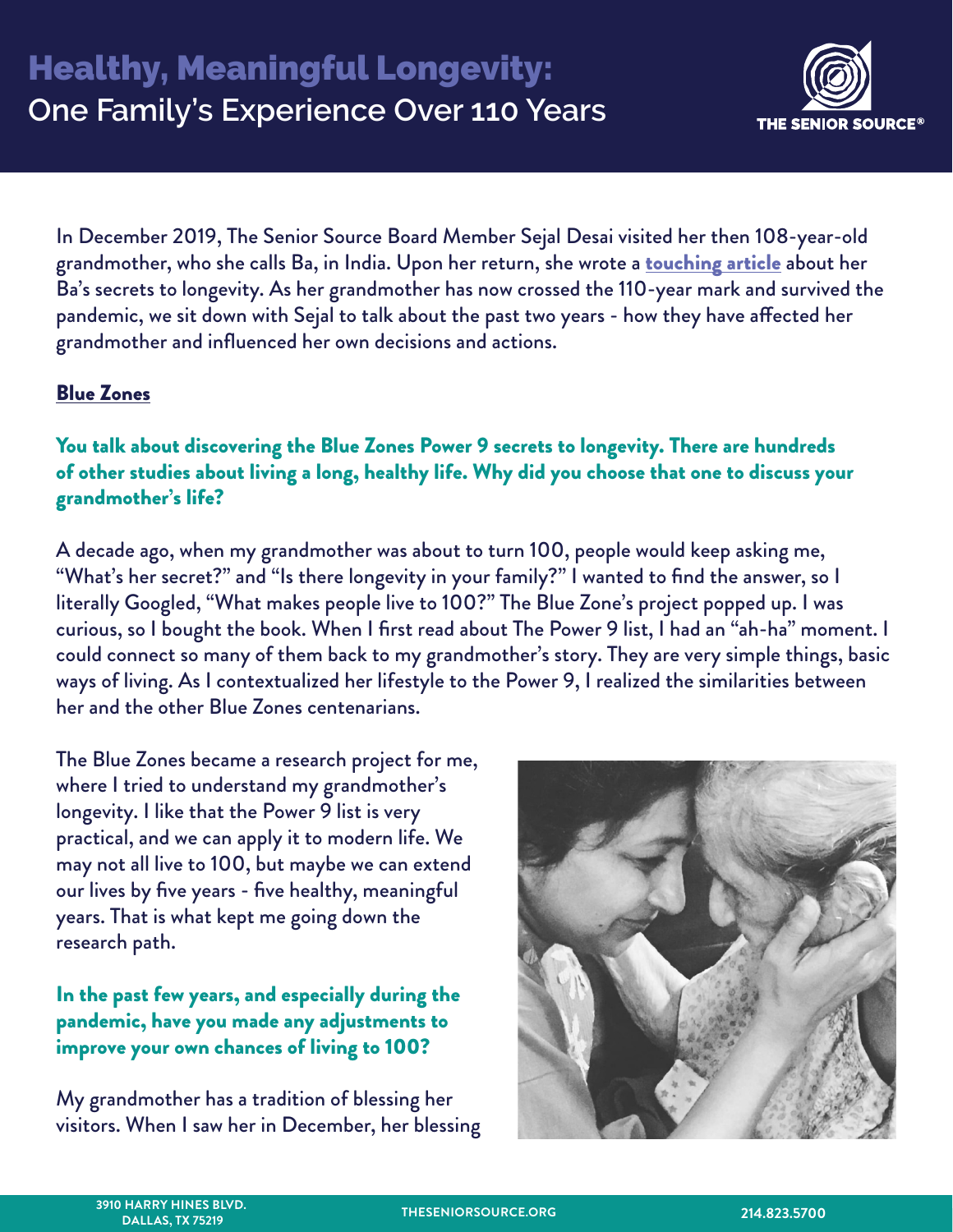# Healthy, Meaningful Longevity:
## One Family's Experience Over 110 Years

In December 2019, The Senior Source Board Member Sejal Desai visited her then 108-year-old grandmother, who she calls Ba, in India. Upon her return, she wrote a **touching article** about her Ba's secrets to longevity. As her grandmother has now crossed the 110-year mark and survived the pandemic, we sit down with Sejal to talk about the past two years - how they have affected her grandmother and influenced her own decisions and actions.

### Blue Zones

**You talk about discovering the Blue Zones Power 9 secrets to longevity. There are hundreds of other studies about living a long, healthy life. Why did you choose that one to discuss your grandmother's life?**

A decade ago, when my grandmother was about to turn 100, people would keep asking me, "What's her secret?" and "Is there longevity in your family?" I wanted to find the answer, so I literally Googled, "What makes people live to 100?" The Blue Zone's project popped up. I was curious, so I bought the book. When I first read about The Power 9 list, I had an "ah-ha" moment. I could connect so many of them back to my grandmother's story. They are very simple things, basic ways of living. As I contextualized her lifestyle to the Power 9, I realized the similarities between her and the other Blue Zones centenarians.

The Blue Zones became a research project for me, where I tried to understand my grandmother's longevity. I like that the Power 9 list is very practical, and we can apply it to modern life. We may not all live to 100, but maybe we can extend our lives by five years - five healthy, meaningful years. That is what kept me going down the research path.

**In the past few years, and especially during the pandemic, have you made any adjustments to improve your own chances of living to 100?**

My grandmother has a tradition of blessing her visitors. When I saw her in December, her blessing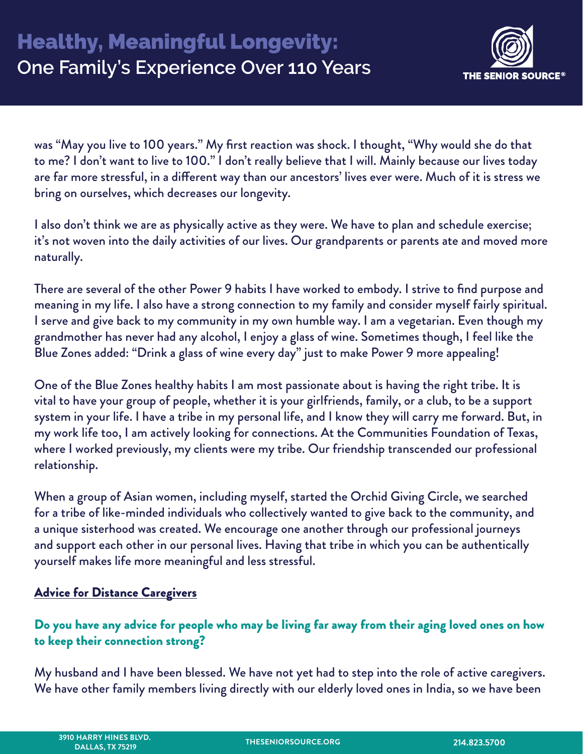was "May you live to 100 years." My first reaction was shock. I thought, "Why would she do that to me? I don't want to live to 100." I don't really believe that I will. Mainly because our lives today are far more stressful, in a different way than our ancestors' lives ever were. Much of it is stress we bring on ourselves, which decreases our longevity.

I also don't think we are as physically active as they were. We have to plan and schedule exercise; it's not woven into the daily activities of our lives. Our grandparents or parents ate and moved more naturally.

There are several of the other Power 9 habits I have worked to embody. I strive to find purpose and meaning in my life. I also have a strong connection to my family and consider myself fairly spiritual. I serve and give back to my community in my own humble way. I am a vegetarian. Even though my grandmother has never had any alcohol, I enjoy a glass of wine. Sometimes though, I feel like the Blue Zones added: "Drink a glass of wine every day" just to make Power 9 more appealing!

One of the Blue Zones healthy habits I am most passionate about is having the right tribe. It is vital to have your group of people, whether it is your girlfriends, family, or a club, to be a support system in your life. I have a tribe in my personal life, and I know they will carry me forward. But, in my work life too, I am actively looking for connections. At the Communities Foundation of Texas, where I worked previously, my clients were my tribe. Our friendship transcended our professional relationship.

When a group of Asian women, including myself, started the Orchid Giving Circle, we searched for a tribe of like-minded individuals who collectively wanted to give back to the community, and a unique sisterhood was created. We encourage one another through our professional journeys and support each other in our personal lives. Having that tribe in which you can be authentically yourself makes life more meaningful and less stressful.

## Advice for Distance Caregivers

### Do you have any advice for people who may be living far away from their aging loved ones on how to keep their connection strong?

My husband and I have been blessed. We have not yet had to step into the role of active caregivers. We have other family members living directly with our elderly loved ones in India, so we have been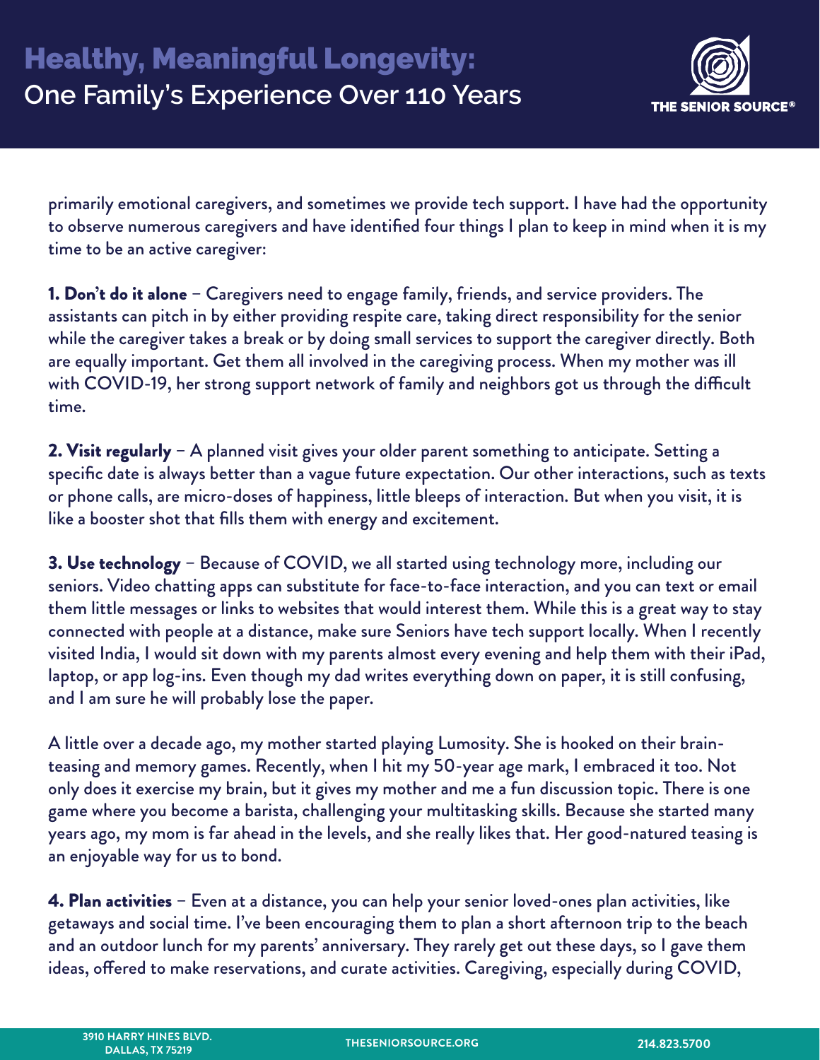primarily emotional caregivers, and sometimes we provide tech support. I have had the opportunity to observe numerous caregivers and have identified four things I plan to keep in mind when it is my time to be an active caregiver:

**1. Don't do it alone** – Caregivers need to engage family, friends, and service providers. The assistants can pitch in by either providing respite care, taking direct responsibility for the senior while the caregiver takes a break or by doing small services to support the caregiver directly. Both are equally important. Get them all involved in the caregiving process. When my mother was ill with COVID-19, her strong support network of family and neighbors got us through the difficult time.

**2. Visit regularly** – A planned visit gives your older parent something to anticipate. Setting a specific date is always better than a vague future expectation. Our other interactions, such as texts or phone calls, are micro-doses of happiness, little bleeps of interaction. But when you visit, it is like a booster shot that fills them with energy and excitement.

**3. Use technology** – Because of COVID, we all started using technology more, including our seniors. Video chatting apps can substitute for face-to-face interaction, and you can text or email them little messages or links to websites that would interest them. While this is a great way to stay connected with people at a distance, make sure Seniors have tech support locally. When I recently visited India, I would sit down with my parents almost every evening and help them with their iPad, laptop, or app log-ins. Even though my dad writes everything down on paper, it is still confusing, and I am sure he will probably lose the paper.

A little over a decade ago, my mother started playing Lumosity. She is hooked on their brain-teasing and memory games. Recently, when I hit my 50-year age mark, I embraced it too. Not only does it exercise my brain, but it gives my mother and me a fun discussion topic. There is one game where you become a barista, challenging your multitasking skills. Because she started many years ago, my mom is far ahead in the levels, and she really likes that. Her good-natured teasing is an enjoyable way for us to bond.

**4. Plan activities** – Even at a distance, you can help your senior loved-ones plan activities, like getaways and social time. I've been encouraging them to plan a short afternoon trip to the beach and an outdoor lunch for my parents' anniversary. They rarely get out these days, so I gave them ideas, offered to make reservations, and curate activities. Caregiving, especially during COVID,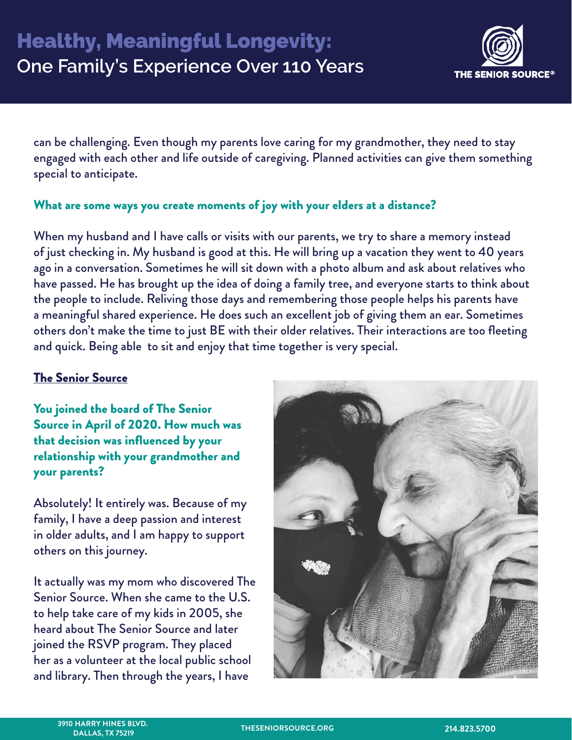can be challenging. Even though my parents love caring for my grandmother, they need to stay engaged with each other and life outside of caregiving. Planned activities can give them something special to anticipate.

### What are some ways you create moments of joy with your elders at a distance?

When my husband and I have calls or visits with our parents, we try to share a memory instead of just checking in. My husband is good at this. He will bring up a vacation they went to 40 years ago in a conversation. Sometimes he will sit down with a photo album and ask about relatives who have passed. He has brought up the idea of doing a family tree, and everyone starts to think about the people to include. Reliving those days and remembering those people helps his parents have a meaningful shared experience. He does such an excellent job of giving them an ear. Sometimes others don't make the time to just BE with their older relatives. Their interactions are too fleeting and quick. Being able to sit and enjoy that time together is very special.

## The Senior Source

### You joined the board of The Senior Source in April of 2020. How much was that decision was influenced by your relationship with your grandmother and your parents?

Absolutely! It entirely was. Because of my family, I have a deep passion and interest in older adults, and I am happy to support others on this journey.

It actually was my mom who discovered The Senior Source. When she came to the U.S. to help take care of my kids in 2005, she heard about The Senior Source and later joined the RSVP program. They placed her as a volunteer at the local public school and library. Then through the years, I have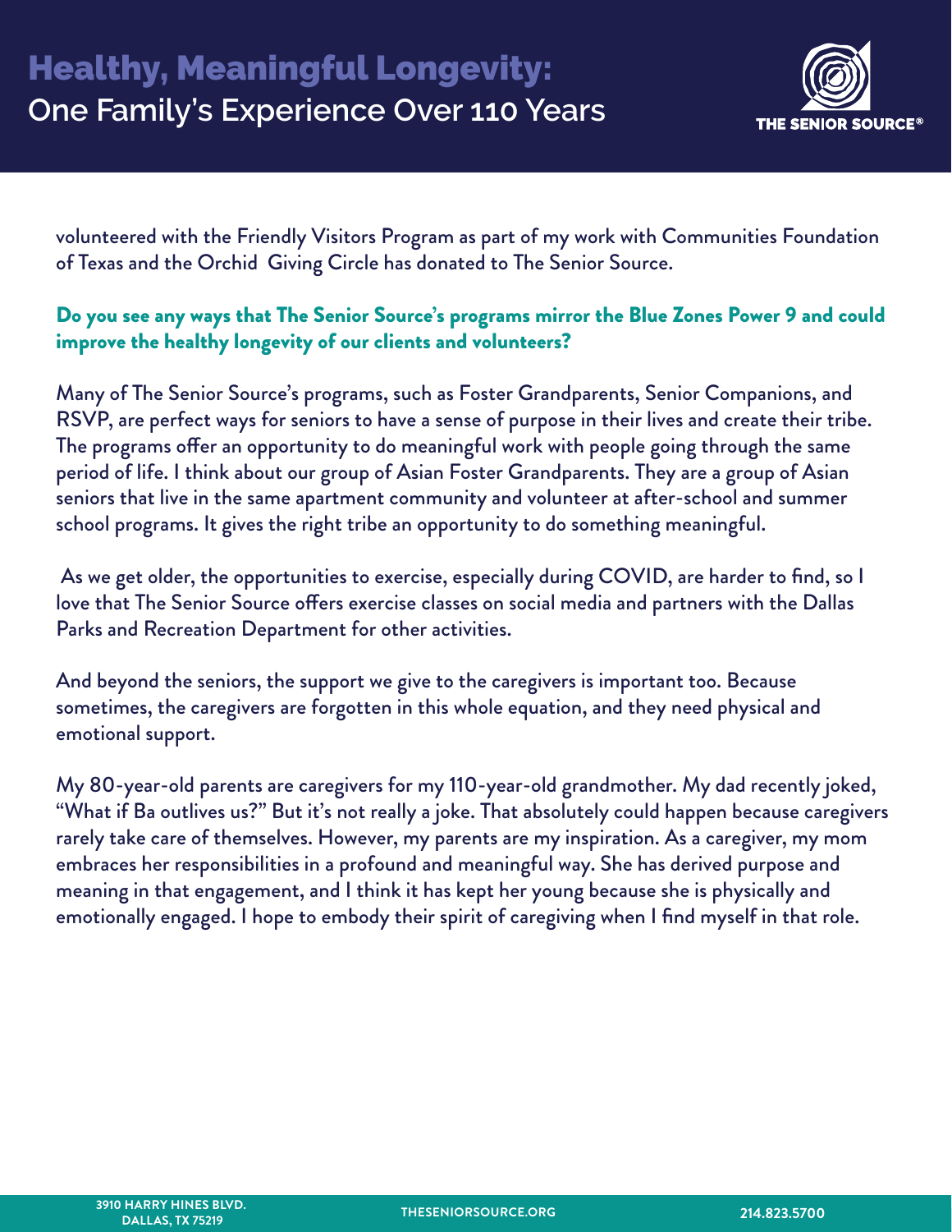volunteered with the Friendly Visitors Program as part of my work with Communities Foundation of Texas and the Orchid Giving Circle has donated to The Senior Source.

**Do you see any ways that The Senior Source's programs mirror the Blue Zones Power 9 and could improve the healthy longevity of our clients and volunteers?**

Many of The Senior Source's programs, such as Foster Grandparents, Senior Companions, and RSVP, are perfect ways for seniors to have a sense of purpose in their lives and create their tribe. The programs offer an opportunity to do meaningful work with people going through the same period of life. I think about our group of Asian Foster Grandparents. They are a group of Asian seniors that live in the same apartment community and volunteer at after-school and summer school programs. It gives the right tribe an opportunity to do something meaningful.

As we get older, the opportunities to exercise, especially during COVID, are harder to find, so I love that The Senior Source offers exercise classes on social media and partners with the Dallas Parks and Recreation Department for other activities.

And beyond the seniors, the support we give to the caregivers is important too. Because sometimes, the caregivers are forgotten in this whole equation, and they need physical and emotional support.

My 80-year-old parents are caregivers for my 110-year-old grandmother. My dad recently joked, "What if Ba outlives us?" But it's not really a joke. That absolutely could happen because caregivers rarely take care of themselves. However, my parents are my inspiration. As a caregiver, my mom embraces her responsibilities in a profound and meaningful way. She has derived purpose and meaning in that engagement, and I think it has kept her young because she is physically and emotionally engaged. I hope to embody their spirit of caregiving when I find myself in that role.